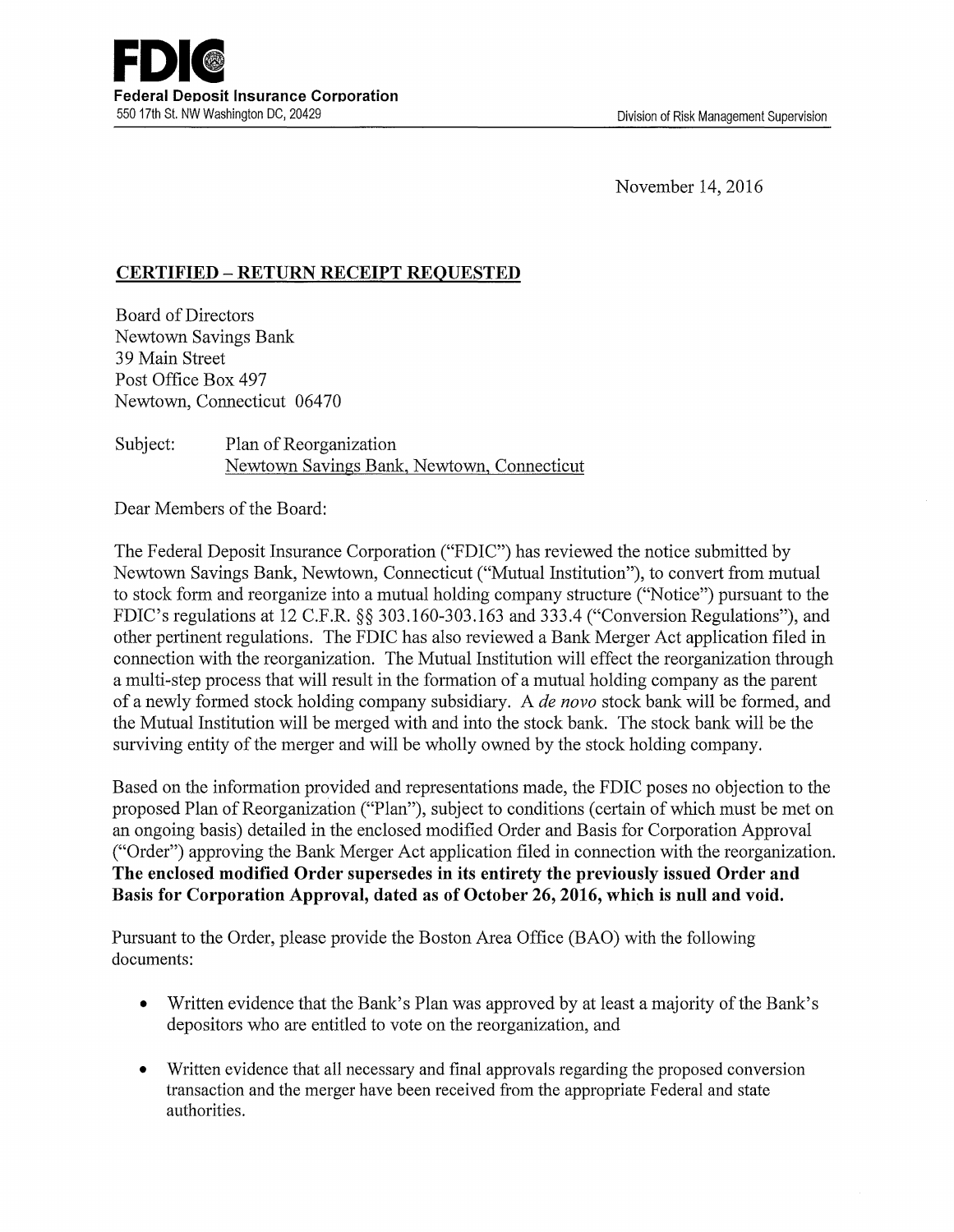**FDIC**
**Federal Deposit Insurance Corporation**
550 17th St. NW Washington DC, 20429

Division of Risk Management Supervision

November 14, 2016

**CERTIFIED – RETURN RECEIPT REQUESTED**

Board of Directors
Newtown Savings Bank
39 Main Street
Post Office Box 497
Newtown, Connecticut 06470

Subject: Plan of Reorganization
Newtown Savings Bank, Newtown, Connecticut

Dear Members of the Board:

The Federal Deposit Insurance Corporation ("FDIC") has reviewed the notice submitted by Newtown Savings Bank, Newtown, Connecticut ("Mutual Institution"), to convert from mutual to stock form and reorganize into a mutual holding company structure ("Notice") pursuant to the FDIC's regulations at 12 C.F.R. §§ 303.160-303.163 and 333.4 ("Conversion Regulations"), and other pertinent regulations. The FDIC has also reviewed a Bank Merger Act application filed in connection with the reorganization. The Mutual Institution will effect the reorganization through a multi-step process that will result in the formation of a mutual holding company as the parent of a newly formed stock holding company subsidiary. A *de novo* stock bank will be formed, and the Mutual Institution will be merged with and into the stock bank. The stock bank will be the surviving entity of the merger and will be wholly owned by the stock holding company.

Based on the information provided and representations made, the FDIC poses no objection to the proposed Plan of Reorganization ("Plan"), subject to conditions (certain of which must be met on an ongoing basis) detailed in the enclosed modified Order and Basis for Corporation Approval ("Order") approving the Bank Merger Act application filed in connection with the reorganization. **The enclosed modified Order supersedes in its entirety the previously issued Order and Basis for Corporation Approval, dated as of October 26, 2016, which is null and void.**

Pursuant to the Order, please provide the Boston Area Office (BAO) with the following documents:

- Written evidence that the Bank's Plan was approved by at least a majority of the Bank's depositors who are entitled to vote on the reorganization, and
- Written evidence that all necessary and final approvals regarding the proposed conversion transaction and the merger have been received from the appropriate Federal and state authorities.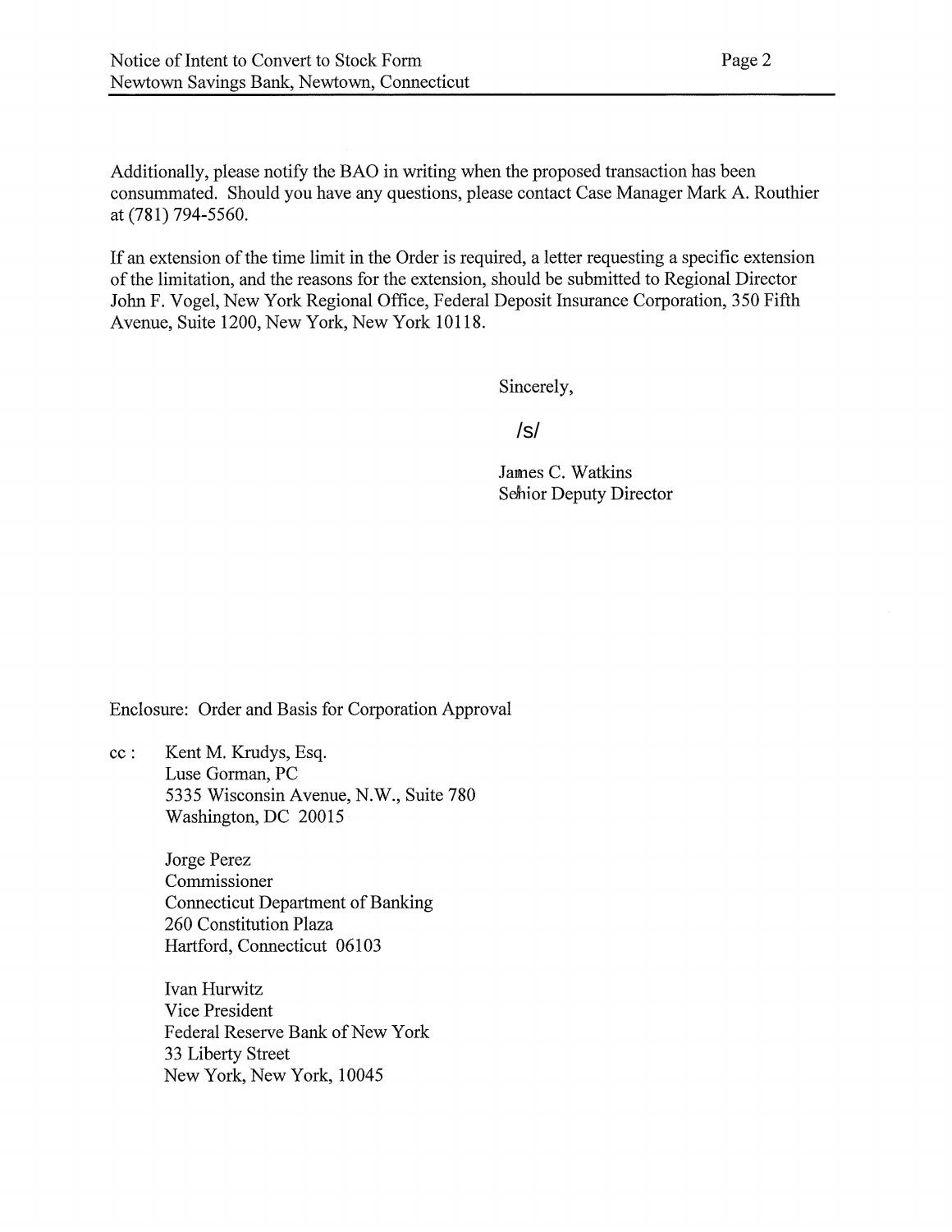Additionally, please notify the BAO in writing when the proposed transaction has been consummated. Should you have any questions, please contact Case Manager Mark A. Routhier at (781) 794-5560.

If an extension of the time limit in the Order is required, a letter requesting a specific extension of the limitation, and the reasons for the extension, should be submitted to Regional Director John F. Vogel, New York Regional Office, Federal Deposit Insurance Corporation, 350 Fifth Avenue, Suite 1200, New York, New York 10118.

Sincerely,

/s/

James C. Watkins
Senior Deputy Director

Enclosure: Order and Basis for Corporation Approval

cc : Kent M. Krudys, Esq.
Luse Gorman, PC
5335 Wisconsin Avenue, N.W., Suite 780
Washington, DC 20015

Jorge Perez
Commissioner
Connecticut Department of Banking
260 Constitution Plaza
Hartford, Connecticut 06103

Ivan Hurwitz
Vice President
Federal Reserve Bank of New York
33 Liberty Street
New York, New York, 10045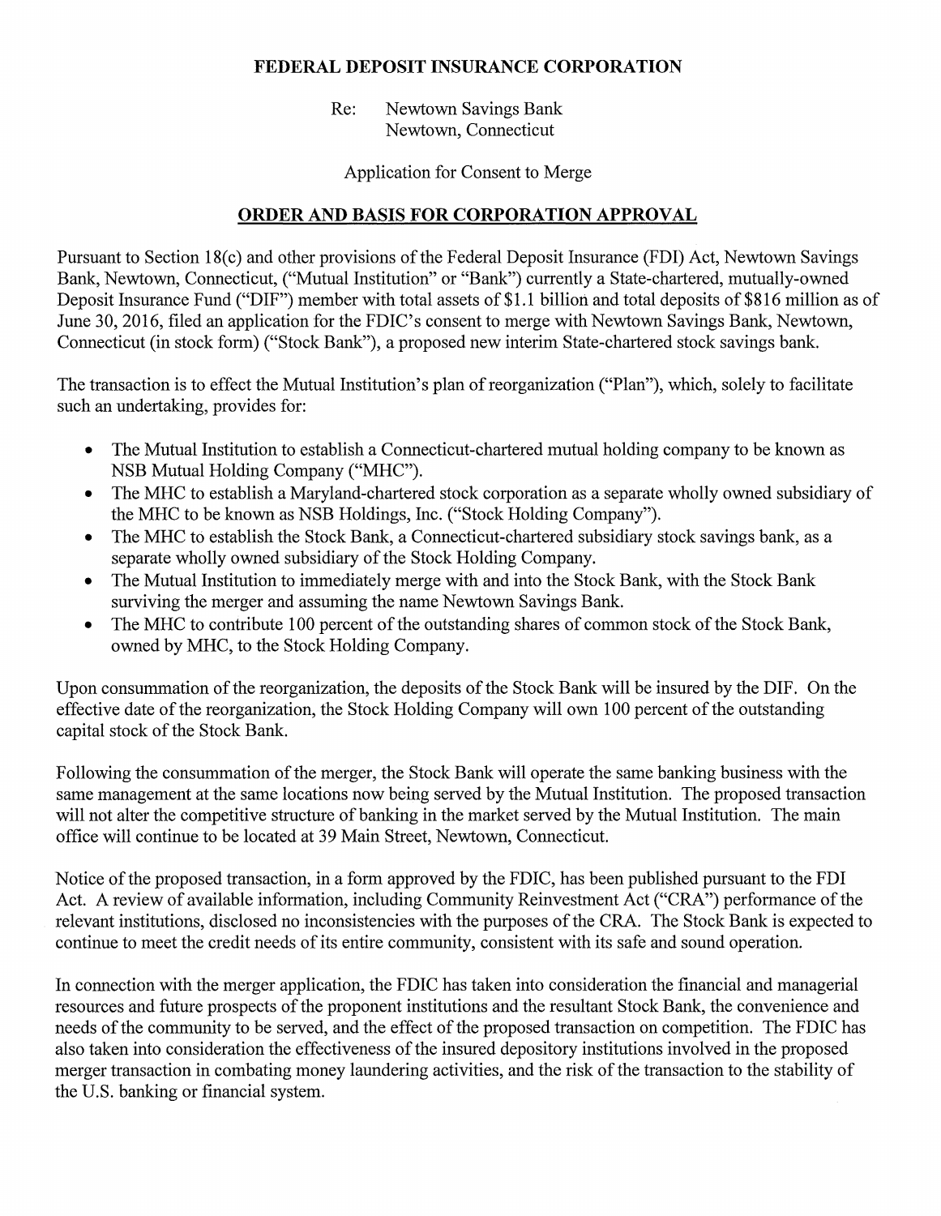**FEDERAL DEPOSIT INSURANCE CORPORATION**

Re: Newtown Savings Bank
Newtown, Connecticut

Application for Consent to Merge

## ORDER AND BASIS FOR CORPORATION APPROVAL

Pursuant to Section 18(c) and other provisions of the Federal Deposit Insurance (FDI) Act, Newtown Savings Bank, Newtown, Connecticut, ("Mutual Institution" or "Bank") currently a State-chartered, mutually-owned Deposit Insurance Fund ("DIF") member with total assets of $1.1 billion and total deposits of $816 million as of June 30, 2016, filed an application for the FDIC's consent to merge with Newtown Savings Bank, Newtown, Connecticut (in stock form) ("Stock Bank"), a proposed new interim State-chartered stock savings bank.

The transaction is to effect the Mutual Institution's plan of reorganization ("Plan"), which, solely to facilitate such an undertaking, provides for:

- The Mutual Institution to establish a Connecticut-chartered mutual holding company to be known as NSB Mutual Holding Company ("MHC").
- The MHC to establish a Maryland-chartered stock corporation as a separate wholly owned subsidiary of the MHC to be known as NSB Holdings, Inc. ("Stock Holding Company").
- The MHC to establish the Stock Bank, a Connecticut-chartered subsidiary stock savings bank, as a separate wholly owned subsidiary of the Stock Holding Company.
- The Mutual Institution to immediately merge with and into the Stock Bank, with the Stock Bank surviving the merger and assuming the name Newtown Savings Bank.
- The MHC to contribute 100 percent of the outstanding shares of common stock of the Stock Bank, owned by MHC, to the Stock Holding Company.

Upon consummation of the reorganization, the deposits of the Stock Bank will be insured by the DIF. On the effective date of the reorganization, the Stock Holding Company will own 100 percent of the outstanding capital stock of the Stock Bank.

Following the consummation of the merger, the Stock Bank will operate the same banking business with the same management at the same locations now being served by the Mutual Institution. The proposed transaction will not alter the competitive structure of banking in the market served by the Mutual Institution. The main office will continue to be located at 39 Main Street, Newtown, Connecticut.

Notice of the proposed transaction, in a form approved by the FDIC, has been published pursuant to the FDI Act. A review of available information, including Community Reinvestment Act ("CRA") performance of the relevant institutions, disclosed no inconsistencies with the purposes of the CRA. The Stock Bank is expected to continue to meet the credit needs of its entire community, consistent with its safe and sound operation.

In connection with the merger application, the FDIC has taken into consideration the financial and managerial resources and future prospects of the proponent institutions and the resultant Stock Bank, the convenience and needs of the community to be served, and the effect of the proposed transaction on competition. The FDIC has also taken into consideration the effectiveness of the insured depository institutions involved in the proposed merger transaction in combating money laundering activities, and the risk of the transaction to the stability of the U.S. banking or financial system.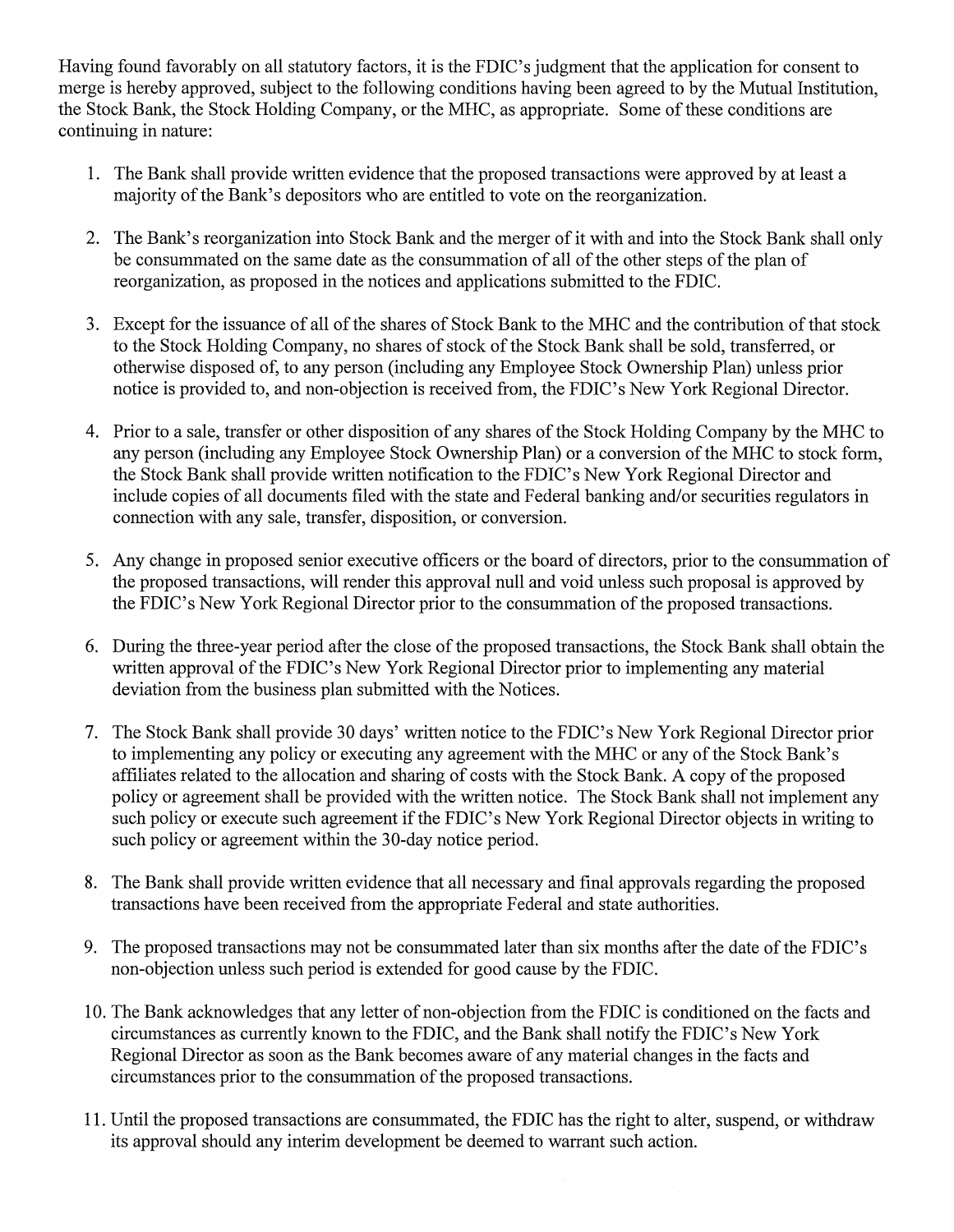Having found favorably on all statutory factors, it is the FDIC's judgment that the application for consent to merge is hereby approved, subject to the following conditions having been agreed to by the Mutual Institution, the Stock Bank, the Stock Holding Company, or the MHC, as appropriate. Some of these conditions are continuing in nature:

1. The Bank shall provide written evidence that the proposed transactions were approved by at least a majority of the Bank's depositors who are entitled to vote on the reorganization.

2. The Bank's reorganization into Stock Bank and the merger of it with and into the Stock Bank shall only be consummated on the same date as the consummation of all of the other steps of the plan of reorganization, as proposed in the notices and applications submitted to the FDIC.

3. Except for the issuance of all of the shares of Stock Bank to the MHC and the contribution of that stock to the Stock Holding Company, no shares of stock of the Stock Bank shall be sold, transferred, or otherwise disposed of, to any person (including any Employee Stock Ownership Plan) unless prior notice is provided to, and non-objection is received from, the FDIC's New York Regional Director.

4. Prior to a sale, transfer or other disposition of any shares of the Stock Holding Company by the MHC to any person (including any Employee Stock Ownership Plan) or a conversion of the MHC to stock form, the Stock Bank shall provide written notification to the FDIC's New York Regional Director and include copies of all documents filed with the state and Federal banking and/or securities regulators in connection with any sale, transfer, disposition, or conversion.

5. Any change in proposed senior executive officers or the board of directors, prior to the consummation of the proposed transactions, will render this approval null and void unless such proposal is approved by the FDIC's New York Regional Director prior to the consummation of the proposed transactions.

6. During the three-year period after the close of the proposed transactions, the Stock Bank shall obtain the written approval of the FDIC's New York Regional Director prior to implementing any material deviation from the business plan submitted with the Notices.

7. The Stock Bank shall provide 30 days' written notice to the FDIC's New York Regional Director prior to implementing any policy or executing any agreement with the MHC or any of the Stock Bank's affiliates related to the allocation and sharing of costs with the Stock Bank. A copy of the proposed policy or agreement shall be provided with the written notice. The Stock Bank shall not implement any such policy or execute such agreement if the FDIC's New York Regional Director objects in writing to such policy or agreement within the 30-day notice period.

8. The Bank shall provide written evidence that all necessary and final approvals regarding the proposed transactions have been received from the appropriate Federal and state authorities.

9. The proposed transactions may not be consummated later than six months after the date of the FDIC's non-objection unless such period is extended for good cause by the FDIC.

10. The Bank acknowledges that any letter of non-objection from the FDIC is conditioned on the facts and circumstances as currently known to the FDIC, and the Bank shall notify the FDIC's New York Regional Director as soon as the Bank becomes aware of any material changes in the facts and circumstances prior to the consummation of the proposed transactions.

11. Until the proposed transactions are consummated, the FDIC has the right to alter, suspend, or withdraw its approval should any interim development be deemed to warrant such action.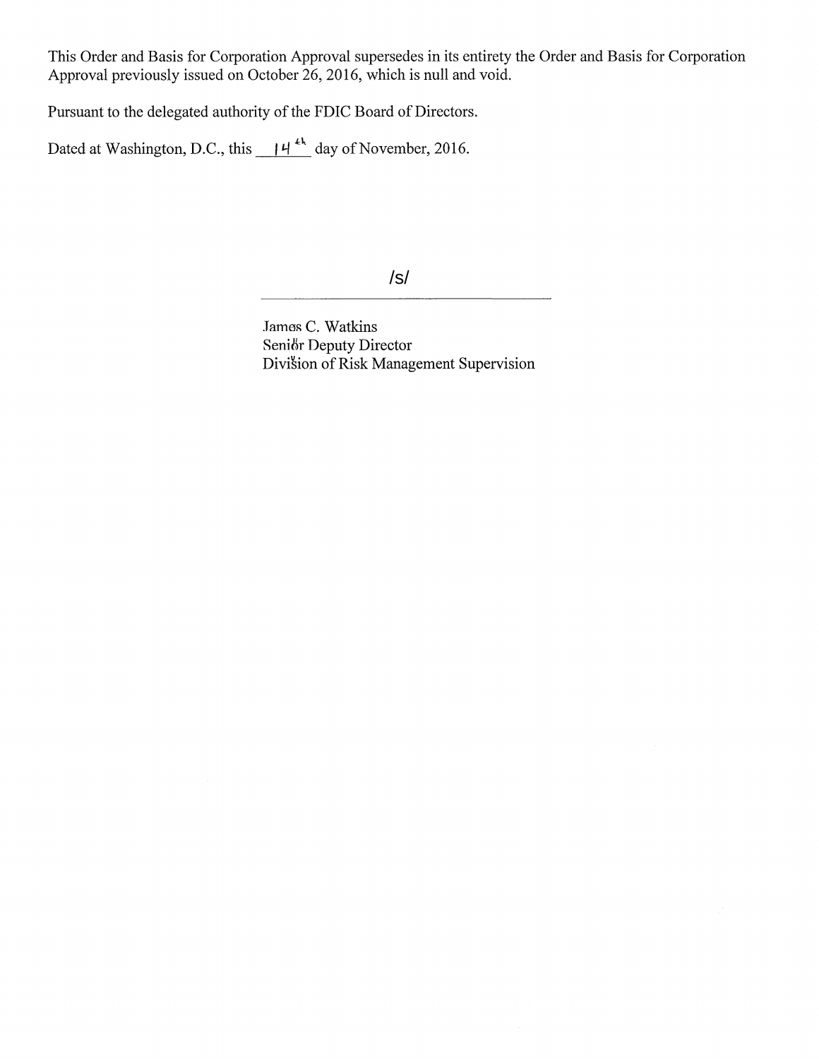This Order and Basis for Corporation Approval supersedes in its entirety the Order and Basis for Corporation Approval previously issued on October 26, 2016, which is null and void.

Pursuant to the delegated authority of the FDIC Board of Directors.

Dated at Washington, D.C., this 14th day of November, 2016.

/s/

James C. Watkins
Senior Deputy Director
Division of Risk Management Supervision